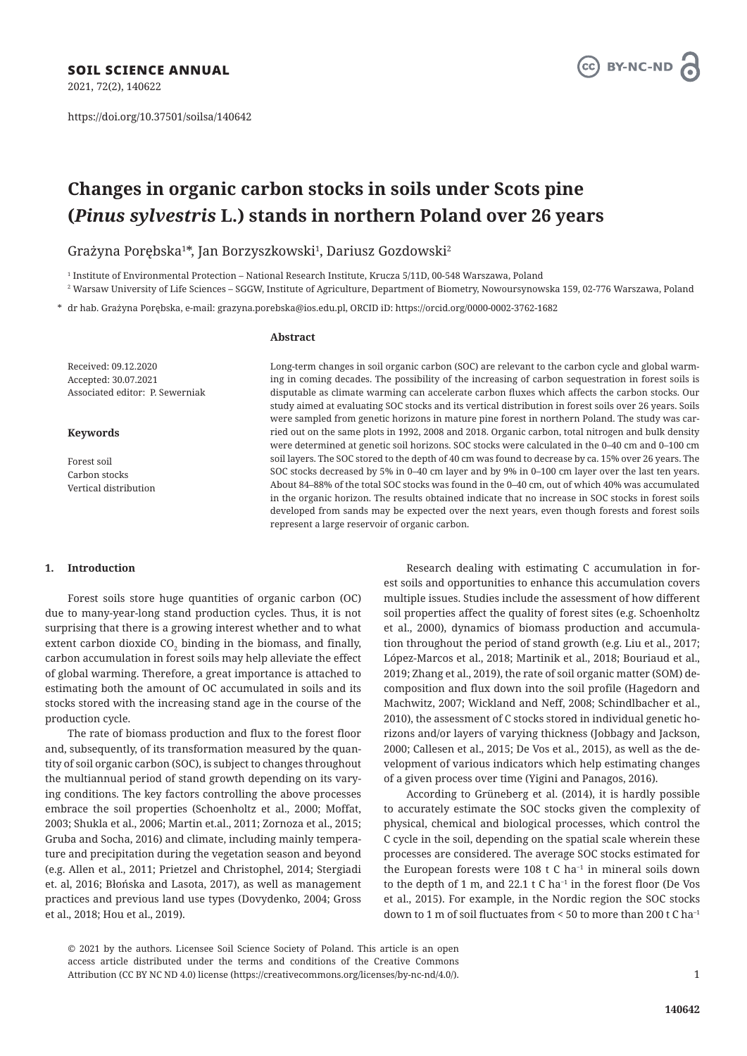**SOIL SCIENCE ANNUAL**

2021, 72(2), 140622

https://doi.org/10.37501/soilsa/140642

# Changes in organic carbon stocks in soils under Scots pine (*Pinus sylvestris* L.) stands in northern Poland over 26 years

Grażyna Porębska[1]*, Jan Borzyszkowski[1], Dariusz Gozdowski[2]

[1] Institute of Environmental Protection – National Research Institute, Krucza 5/11D, 00-548 Warszawa, Poland

[2] Warsaw University of Life Sciences – SGGW, Institute of Agriculture, Department of Biometry, Nowoursynowska 159, 02-776 Warszawa, Poland

\* dr hab. Grażyna Porębska, e-mail: grazyna.porebska@ios.edu.pl, ORCID iD: https://orcid.org/0000-0002-3762-1682

Received: 09.12.2020
Accepted: 30.07.2021
Associated editor: P. Sewerniak

**Keywords**

Forest soil
Carbon stocks
Vertical distribution

**Abstract**

Long-term changes in soil organic carbon (SOC) are relevant to the carbon cycle and global warming in coming decades. The possibility of the increasing of carbon sequestration in forest soils is disputable as climate warming can accelerate carbon fluxes which affects the carbon stocks. Our study aimed at evaluating SOC stocks and its vertical distribution in forest soils over 26 years. Soils were sampled from genetic horizons in mature pine forest in northern Poland. The study was carried out on the same plots in 1992, 2008 and 2018. Organic carbon, total nitrogen and bulk density were determined at genetic soil horizons. SOC stocks were calculated in the 0–40 cm and 0–100 cm soil layers. The SOC stored to the depth of 40 cm was found to decrease by ca. 15% over 26 years. The SOC stocks decreased by 5% in 0–40 cm layer and by 9% in 0–100 cm layer over the last ten years. About 84–88% of the total SOC stocks was found in the 0–40 cm, out of which 40% was accumulated in the organic horizon. The results obtained indicate that no increase in SOC stocks in forest soils developed from sands may be expected over the next years, even though forests and forest soils represent a large reservoir of organic carbon.

## 1. Introduction

Forest soils store huge quantities of organic carbon (OC) due to many-year-long stand production cycles. Thus, it is not surprising that there is a growing interest whether and to what extent carbon dioxide $CO_2$ binding in the biomass, and finally, carbon accumulation in forest soils may help alleviate the effect of global warming. Therefore, a great importance is attached to estimating both the amount of OC accumulated in soils and its stocks stored with the increasing stand age in the course of the production cycle.

The rate of biomass production and flux to the forest floor and, subsequently, of its transformation measured by the quantity of soil organic carbon (SOC), is subject to changes throughout the multiannual period of stand growth depending on its varying conditions. The key factors controlling the above processes embrace the soil properties (Schoenholtz et al., 2000; Moffat, 2003; Shukla et al., 2006; Martin et.al., 2011; Zornoza et al., 2015; Gruba and Socha, 2016) and climate, including mainly temperature and precipitation during the vegetation season and beyond (e.g. Allen et al., 2011; Prietzel and Christophel, 2014; Stergiadi et. al, 2016; Błońska and Lasota, 2017), as well as management practices and previous land use types (Dovydenko, 2004; Gross et al., 2018; Hou et al., 2019).

Research dealing with estimating C accumulation in forest soils and opportunities to enhance this accumulation covers multiple issues. Studies include the assessment of how different soil properties affect the quality of forest sites (e.g. Schoenholtz et al., 2000), dynamics of biomass production and accumulation throughout the period of stand growth (e.g. Liu et al., 2017; López-Marcos et al., 2018; Martinik et al., 2018; Bouriaud et al., 2019; Zhang et al., 2019), the rate of soil organic matter (SOM) decomposition and flux down into the soil profile (Hagedorn and Machwitz, 2007; Wickland and Neff, 2008; Schindlbacher et al., 2010), the assessment of C stocks stored in individual genetic horizons and/or layers of varying thickness (Jobbagy and Jackson, 2000; Callesen et al., 2015; De Vos et al., 2015), as well as the development of various indicators which help estimating changes of a given process over time (Yigini and Panagos, 2016).

According to Grüneberg et al. (2014), it is hardly possible to accurately estimate the SOC stocks given the complexity of physical, chemical and biological processes, which control the C cycle in the soil, depending on the spatial scale wherein these processes are considered. The average SOC stocks estimated for the European forests were 108 t C $ha^{-1}$ in mineral soils down to the depth of 1 m, and 22.1 t C $ha^{-1}$ in the forest floor (De Vos et al., 2015). For example, in the Nordic region the SOC stocks down to 1 m of soil fluctuates from < 50 to more than 200 t C $ha^{-1}$

© 2021 by the authors. Licensee Soil Science Society of Poland. This article is an open access article distributed under the terms and conditions of the Creative Commons Attribution (CC BY NC ND 4.0) license (https://creativecommons.org/licenses/by-nc-nd/4.0/).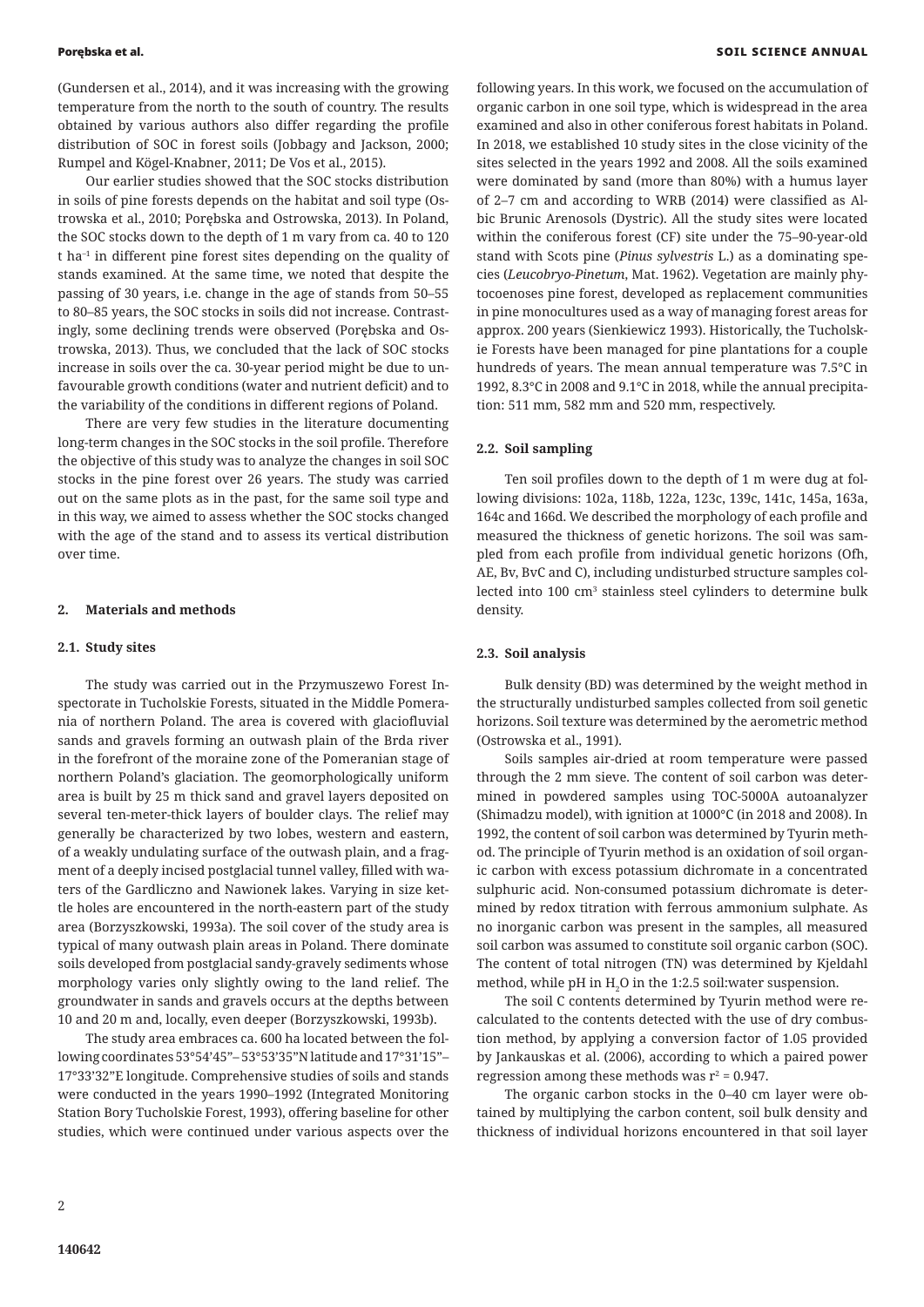(Gundersen et al., 2014), and it was increasing with the growing temperature from the north to the south of country. The results obtained by various authors also differ regarding the profile distribution of SOC in forest soils (Jobbagy and Jackson, 2000; Rumpel and Kögel-Knabner, 2011; De Vos et al., 2015).

Our earlier studies showed that the SOC stocks distribution in soils of pine forests depends on the habitat and soil type (Ostrowska et al., 2010; Porębska and Ostrowska, 2013). In Poland, the SOC stocks down to the depth of 1 m vary from ca. 40 to 120 t ha$^{-1}$ in different pine forest sites depending on the quality of stands examined. At the same time, we noted that despite the passing of 30 years, i.e. change in the age of stands from 50–55 to 80–85 years, the SOC stocks in soils did not increase. Contrastingly, some declining trends were observed (Porębska and Ostrowska, 2013). Thus, we concluded that the lack of SOC stocks increase in soils over the ca. 30-year period might be due to unfavourable growth conditions (water and nutrient deficit) and to the variability of the conditions in different regions of Poland.

There are very few studies in the literature documenting long-term changes in the SOC stocks in the soil profile. Therefore the objective of this study was to analyze the changes in soil SOC stocks in the pine forest over 26 years. The study was carried out on the same plots as in the past, for the same soil type and in this way, we aimed to assess whether the SOC stocks changed with the age of the stand and to assess its vertical distribution over time.

## 2. Materials and methods

### 2.1. Study sites

The study was carried out in the Przymuszewo Forest Inspectorate in Tucholskie Forests, situated in the Middle Pomerania of northern Poland. The area is covered with glaciofluvial sands and gravels forming an outwash plain of the Brda river in the forefront of the moraine zone of the Pomeranian stage of northern Poland's glaciation. The geomorphologically uniform area is built by 25 m thick sand and gravel layers deposited on several ten-meter-thick layers of boulder clays. The relief may generally be characterized by two lobes, western and eastern, of a weakly undulating surface of the outwash plain, and a fragment of a deeply incised postglacial tunnel valley, filled with waters of the Gardliczno and Nawionek lakes. Varying in size kettle holes are encountered in the north-eastern part of the study area (Borzyszkowski, 1993a). The soil cover of the study area is typical of many outwash plain areas in Poland. There dominate soils developed from postglacial sandy-gravely sediments whose morphology varies only slightly owing to the land relief. The groundwater in sands and gravels occurs at the depths between 10 and 20 m and, locally, even deeper (Borzyszkowski, 1993b).

The study area embraces ca. 600 ha located between the following coordinates 53°54'45"– 53°53'35"N latitude and 17°31'15"–17°33'32"E longitude. Comprehensive studies of soils and stands were conducted in the years 1990–1992 (Integrated Monitoring Station Bory Tucholskie Forest, 1993), offering baseline for other studies, which were continued under various aspects over the following years. In this work, we focused on the accumulation of organic carbon in one soil type, which is widespread in the area examined and also in other coniferous forest habitats in Poland. In 2018, we established 10 study sites in the close vicinity of the sites selected in the years 1992 and 2008. All the soils examined were dominated by sand (more than 80%) with a humus layer of 2–7 cm and according to WRB (2014) were classified as Albic Brunic Arenosols (Dystric). All the study sites were located within the coniferous forest (CF) site under the 75–90-year-old stand with Scots pine (*Pinus sylvestris* L.) as a dominating species (*Leucobryo-Pinetum*, Mat. 1962). Vegetation are mainly phytocoenoses pine forest, developed as replacement communities in pine monocultures used as a way of managing forest areas for approx. 200 years (Sienkiewicz 1993). Historically, the Tucholskie Forests have been managed for pine plantations for a couple hundreds of years. The mean annual temperature was 7.5°C in 1992, 8.3°C in 2008 and 9.1°C in 2018, while the annual precipitation: 511 mm, 582 mm and 520 mm, respectively.

### 2.2. Soil sampling

Ten soil profiles down to the depth of 1 m were dug at following divisions: 102a, 118b, 122a, 123c, 139c, 141c, 145a, 163a, 164c and 166d. We described the morphology of each profile and measured the thickness of genetic horizons. The soil was sampled from each profile from individual genetic horizons (Ofh, AE, Bv, BvC and C), including undisturbed structure samples collected into 100 cm$^3$ stainless steel cylinders to determine bulk density.

### 2.3. Soil analysis

Bulk density (BD) was determined by the weight method in the structurally undisturbed samples collected from soil genetic horizons. Soil texture was determined by the aerometric method (Ostrowska et al., 1991).

Soils samples air-dried at room temperature were passed through the 2 mm sieve. The content of soil carbon was determined in powdered samples using TOC-5000A autoanalyzer (Shimadzu model), with ignition at 1000°C (in 2018 and 2008). In 1992, the content of soil carbon was determined by Tyurin method. The principle of Tyurin method is an oxidation of soil organic carbon with excess potassium dichromate in a concentrated sulphuric acid. Non-consumed potassium dichromate is determined by redox titration with ferrous ammonium sulphate. As no inorganic carbon was present in the samples, all measured soil carbon was assumed to constitute soil organic carbon (SOC). The content of total nitrogen (TN) was determined by Kjeldahl method, while pH in $H_2O$ in the 1:2.5 soil:water suspension.

The soil C contents determined by Tyurin method were recalculated to the contents detected with the use of dry combustion method, by applying a conversion factor of 1.05 provided by Jankauskas et al. (2006), according to which a paired power regression among these methods was $r^2 = 0.947$.

The organic carbon stocks in the 0–40 cm layer were obtained by multiplying the carbon content, soil bulk density and thickness of individual horizons encountered in that soil layer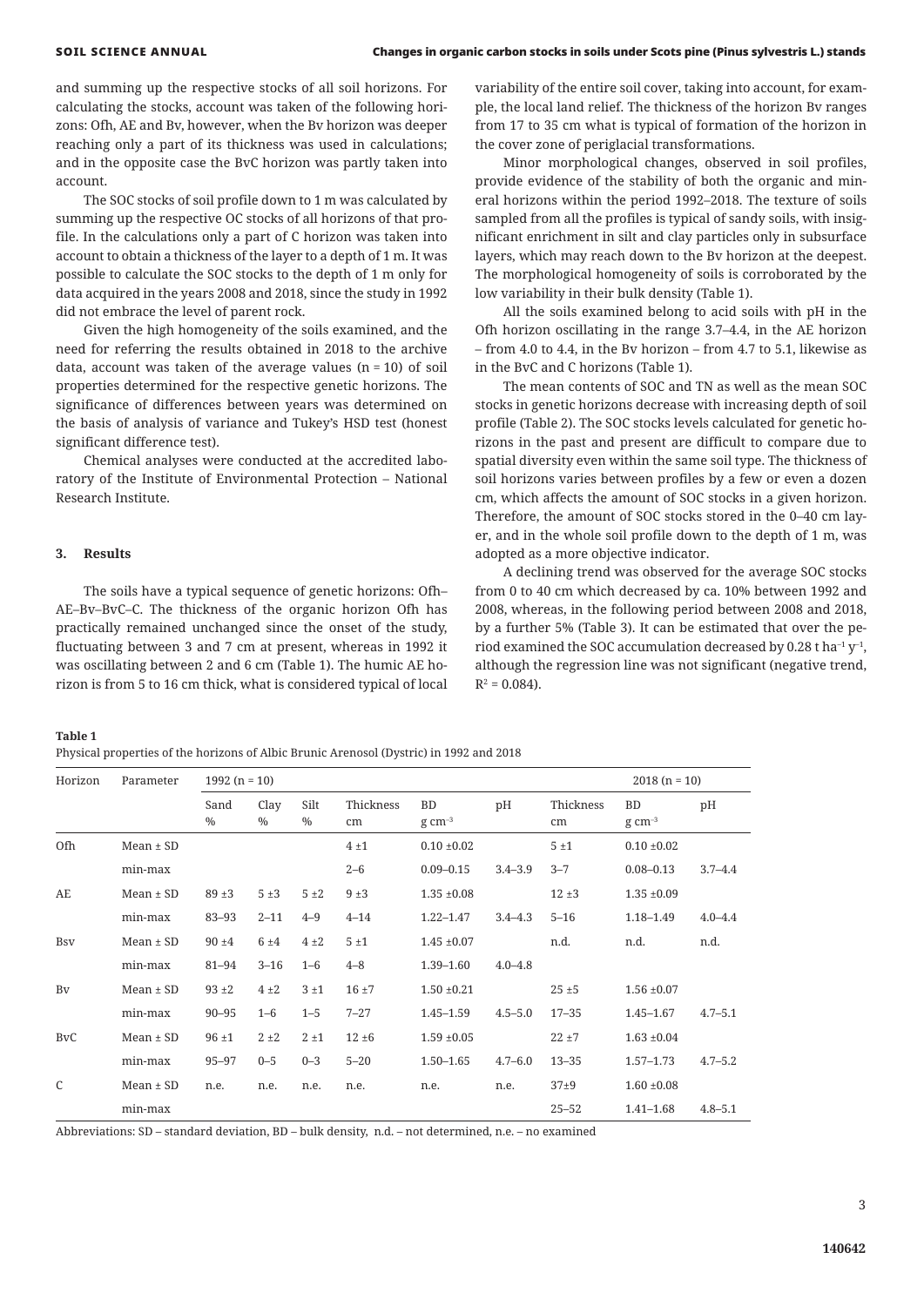and summing up the respective stocks of all soil horizons. For calculating the stocks, account was taken of the following horizons: Ofh, AE and Bv, however, when the Bv horizon was deeper reaching only a part of its thickness was used in calculations; and in the opposite case the BvC horizon was partly taken into account.

The SOC stocks of soil profile down to 1 m was calculated by summing up the respective OC stocks of all horizons of that profile. In the calculations only a part of C horizon was taken into account to obtain a thickness of the layer to a depth of 1 m. It was possible to calculate the SOC stocks to the depth of 1 m only for data acquired in the years 2008 and 2018, since the study in 1992 did not embrace the level of parent rock.

Given the high homogeneity of the soils examined, and the need for referring the results obtained in 2018 to the archive data, account was taken of the average values (n = 10) of soil properties determined for the respective genetic horizons. The significance of differences between years was determined on the basis of analysis of variance and Tukey's HSD test (honest significant difference test).

Chemical analyses were conducted at the accredited laboratory of the Institute of Environmental Protection – National Research Institute.

## 3. Results

The soils have a typical sequence of genetic horizons: Ofh–AE–Bv–BvC–C. The thickness of the organic horizon Ofh has practically remained unchanged since the onset of the study, fluctuating between 3 and 7 cm at present, whereas in 1992 it was oscillating between 2 and 6 cm (Table 1). The humic AE horizon is from 5 to 16 cm thick, what is considered typical of local variability of the entire soil cover, taking into account, for example, the local land relief. The thickness of the horizon Bv ranges from 17 to 35 cm what is typical of formation of the horizon in the cover zone of periglacial transformations.

Minor morphological changes, observed in soil profiles, provide evidence of the stability of both the organic and mineral horizons within the period 1992–2018. The texture of soils sampled from all the profiles is typical of sandy soils, with insignificant enrichment in silt and clay particles only in subsurface layers, which may reach down to the Bv horizon at the deepest. The morphological homogeneity of soils is corroborated by the low variability in their bulk density (Table 1).

All the soils examined belong to acid soils with pH in the Ofh horizon oscillating in the range 3.7–4.4, in the AE horizon – from 4.0 to 4.4, in the Bv horizon – from 4.7 to 5.1, likewise as in the BvC and C horizons (Table 1).

The mean contents of SOC and TN as well as the mean SOC stocks in genetic horizons decrease with increasing depth of soil profile (Table 2). The SOC stocks levels calculated for genetic horizons in the past and present are difficult to compare due to spatial diversity even within the same soil type. The thickness of soil horizons varies between profiles by a few or even a dozen cm, which affects the amount of SOC stocks in a given horizon. Therefore, the amount of SOC stocks stored in the 0–40 cm layer, and in the whole soil profile down to the depth of 1 m, was adopted as a more objective indicator.

A declining trend was observed for the average SOC stocks from 0 to 40 cm which decreased by ca. 10% between 1992 and 2008, whereas, in the following period between 2008 and 2018, by a further 5% (Table 3). It can be estimated that over the period examined the SOC accumulation decreased by 0.28 t $ha^{-1}$ $y^{-1}$, although the regression line was not significant (negative trend, $R^2$ = 0.084).

**Table 1**

Physical properties of the horizons of Albic Brunic Arenosol (Dystric) in 1992 and 2018

| Horizon | Parameter | 1992 (n = 10) | | | | | | 2018 (n = 10) | | |
|---|---|---|---|---|---|---|---|---|---|---|
| | | Sand % | Clay % | Silt % | Thickness cm | BD g $cm^{-3}$ | pH | Thickness cm | BD g $cm^{-3}$ | pH |
| Ofh | Mean ± SD | | | | 4 ±1 | 0.10 ±0.02 | | 5 ±1 | 0.10 ±0.02 | |
| | min-max | | | | 2–6 | 0.09–0.15 | 3.4–3.9 | 3–7 | 0.08–0.13 | 3.7–4.4 |
| AE | Mean ± SD | 89 ±3 | 5 ±3 | 5 ±2 | 9 ±3 | 1.35 ±0.08 | | 12 ±3 | 1.35 ±0.09 | |
| | min-max | 83–93 | 2–11 | 4–9 | 4–14 | 1.22–1.47 | 3.4–4.3 | 5–16 | 1.18–1.49 | 4.0–4.4 |
| Bsv | Mean ± SD | 90 ±4 | 6 ±4 | 4 ±2 | 5 ±1 | 1.45 ±0.07 | | n.d. | n.d. | n.d. |
| | min-max | 81–94 | 3–16 | 1–6 | 4–8 | 1.39–1.60 | 4.0–4.8 | | | |
| Bv | Mean ± SD | 93 ±2 | 4 ±2 | 3 ±1 | 16 ±7 | 1.50 ±0.21 | | 25 ±5 | 1.56 ±0.07 | |
| | min-max | 90–95 | 1–6 | 1–5 | 7–27 | 1.45–1.59 | 4.5–5.0 | 17–35 | 1.45–1.67 | 4.7–5.1 |
| BvC | Mean ± SD | 96 ±1 | 2 ±2 | 2 ±1 | 12 ±6 | 1.59 ±0.05 | | 22 ±7 | 1.63 ±0.04 | |
| | min-max | 95–97 | 0–5 | 0–3 | 5–20 | 1.50–1.65 | 4.7–6.0 | 13–35 | 1.57–1.73 | 4.7–5.2 |
| C | Mean ± SD | n.e. | n.e. | n.e. | n.e. | n.e. | n.e. | 37±9 | 1.60 ±0.08 | |
| | min-max | | | | | | | 25–52 | 1.41–1.68 | 4.8–5.1 |

Abbreviations: SD – standard deviation, BD – bulk density, n.d. – not determined, n.e. – no examined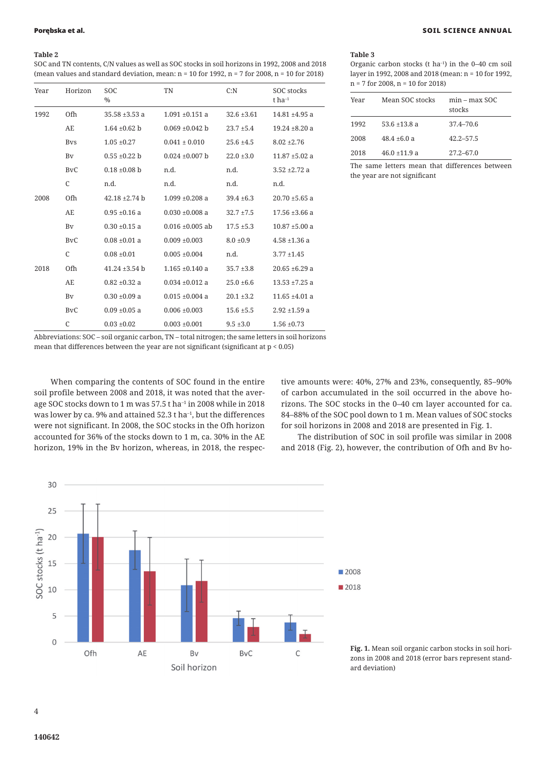**Table 2**
SOC and TN contents, C/N values as well as SOC stocks in soil horizons in 1992, 2008 and 2018 (mean values and standard deviation, mean: n = 10 for 1992, n = 7 for 2008, n = 10 for 2018)

| Year | Horizon | SOC % | TN | C:N | SOC stocks t ha$^{-1}$ |
|---|---|---|---|---|---|
| 1992 | Ofh | 35.58 ±3.53 a | 1.091 ±0.151 a | 32.6 ±3.61 | 14.81 ±4.95 a |
| | AE | 1.64 ±0.62 b | 0.069 ±0.042 b | 23.7 ±5.4 | 19.24 ±8.20 a |
| | Bvs | 1.05 ±0.27 | 0.041 ± 0.010 | 25.6 ±4.5 | 8.02 ±2.76 |
| | Bv | 0.55 ±0.22 b | 0.024 ±0.007 b | 22.0 ±3.0 | 11.87 ±5.02 a |
| | BvC | 0.18 ±0.08 b | n.d. | n.d. | 3.52 ±2.72 a |
| | C | n.d. | n.d. | n.d. | n.d. |
| 2008 | Ofh | 42.18 ±2.74 b | 1.099 ±0.208 a | 39.4 ±6.3 | 20.70 ±5.65 a |
| | AE | 0.95 ±0.16 a | 0.030 ±0.008 a | 32.7 ±7.5 | 17.56 ±3.66 a |
| | Bv | 0.30 ±0.15 a | 0.016 ±0.005 ab | 17.5 ±5.3 | 10.87 ±5.00 a |
| | BvC | 0.08 ±0.01 a | 0.009 ±0.003 | 8.0 ±0.9 | 4.58 ±1.36 a |
| | C | 0.08 ±0.01 | 0.005 ±0.004 | n.d. | 3.77 ±1.45 |
| 2018 | Ofh | 41.24 ±3.54 b | 1.165 ±0.140 a | 35.7 ±3.8 | 20.65 ±6.29 a |
| | AE | 0.82 ±0.32 a | 0.034 ±0.012 a | 25.0 ±6.6 | 13.53 ±7.25 a |
| | Bv | 0.30 ±0.09 a | 0.015 ±0.004 a | 20.1 ±3.2 | 11.65 ±4.01 a |
| | BvC | 0.09 ±0.05 a | 0.006 ±0.003 | 15.6 ±5.5 | 2.92 ±1.59 a |
| | C | 0.03 ±0.02 | 0.003 ±0.001 | 9.5 ±3.0 | 1.56 ±0.73 |

Abbreviations: SOC – soil organic carbon, TN – total nitrogen; the same letters in soil horizons mean that differences between the year are not significant (significant at $p < 0.05$)

**Table 3**
Organic carbon stocks (t ha$^{-1}$) in the 0–40 cm soil layer in 1992, 2008 and 2018 (mean: n = 10 for 1992, n = 7 for 2008, n = 10 for 2018)

| Year | Mean SOC stocks | min – max SOC stocks |
|---|---|---|
| 1992 | 53.6 ±13.8 a | 37.4–70.6 |
| 2008 | 48.4 ±6.0 a | 42.2–57.5 |
| 2018 | 46.0 ±11.9 a | 27.2–67.0 |

The same letters mean that differences between the year are not significant

When comparing the contents of SOC found in the entire soil profile between 2008 and 2018, it was noted that the average SOC stocks down to 1 m was 57.5 t ha$^{-1}$ in 2008 while in 2018 was lower by ca. 9% and attained 52.3 t ha$^{-1}$, but the differences were not significant. In 2008, the SOC stocks in the Ofh horizon accounted for 36% of the stocks down to 1 m, ca. 30% in the AE horizon, 19% in the Bv horizon, whereas, in 2018, the respective amounts were: 40%, 27% and 23%, consequently, 85–90% of carbon accumulated in the soil occurred in the above horizons. The SOC stocks in the 0–40 cm layer accounted for ca. 84–88% of the SOC pool down to 1 m. Mean values of SOC stocks for soil horizons in 2008 and 2018 are presented in Fig. 1.

The distribution of SOC in soil profile was similar in 2008 and 2018 (Fig. 2), however, the contribution of Ofh and Bv ho-

**Fig. 1.** Mean soil organic carbon stocks in soil horizons in 2008 and 2018 (error bars represent standard deviation)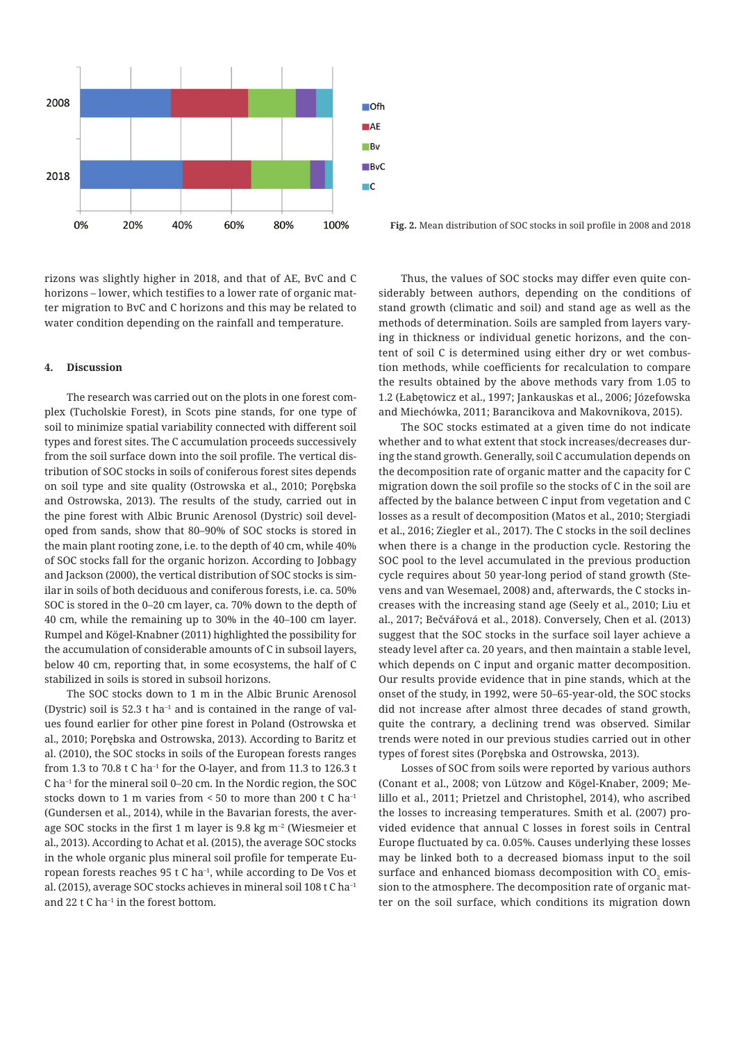Fig. 2. Mean distribution of SOC stocks in soil profile in 2008 and 2018

rizons was slightly higher in 2018, and that of AE, BvC and C horizons – lower, which testifies to a lower rate of organic matter migration to BvC and C horizons and this may be related to water condition depending on the rainfall and temperature.

## 4. Discussion

The research was carried out on the plots in one forest complex (Tucholskie Forest), in Scots pine stands, for one type of soil to minimize spatial variability connected with different soil types and forest sites. The C accumulation proceeds successively from the soil surface down into the soil profile. The vertical distribution of SOC stocks in soils of coniferous forest sites depends on soil type and site quality (Ostrowska et al., 2010; Porębska and Ostrowska, 2013). The results of the study, carried out in the pine forest with Albic Brunic Arenosol (Dystric) soil developed from sands, show that 80–90% of SOC stocks is stored in the main plant rooting zone, i.e. to the depth of 40 cm, while 40% of SOC stocks fall for the organic horizon. According to Jobbagy and Jackson (2000), the vertical distribution of SOC stocks is similar in soils of both deciduous and coniferous forests, i.e. ca. 50% SOC is stored in the 0–20 cm layer, ca. 70% down to the depth of 40 cm, while the remaining up to 30% in the 40–100 cm layer. Rumpel and Kögel-Knabner (2011) highlighted the possibility for the accumulation of considerable amounts of C in subsoil layers, below 40 cm, reporting that, in some ecosystems, the half of C stabilized in soils is stored in subsoil horizons.

The SOC stocks down to 1 m in the Albic Brunic Arenosol (Dystric) soil is 52.3 t ha$^{-1}$ and is contained in the range of values found earlier for other pine forest in Poland (Ostrowska et al., 2010; Porębska and Ostrowska, 2013). According to Baritz et al. (2010), the SOC stocks in soils of the European forests ranges from 1.3 to 70.8 t C ha$^{-1}$ for the O-layer, and from 11.3 to 126.3 t C ha$^{-1}$ for the mineral soil 0–20 cm. In the Nordic region, the SOC stocks down to 1 m varies from < 50 to more than 200 t C ha$^{-1}$ (Gundersen et al., 2014), while in the Bavarian forests, the average SOC stocks in the first 1 m layer is 9.8 kg m$^{-2}$ (Wiesmeier et al., 2013). According to Achat et al. (2015), the average SOC stocks in the whole organic plus mineral soil profile for temperate European forests reaches 95 t C ha$^{-1}$, while according to De Vos et al. (2015), average SOC stocks achieves in mineral soil 108 t C ha$^{-1}$ and 22 t C ha$^{-1}$ in the forest bottom.

Thus, the values of SOC stocks may differ even quite considerably between authors, depending on the conditions of stand growth (climatic and soil) and stand age as well as the methods of determination. Soils are sampled from layers varying in thickness or individual genetic horizons, and the content of soil C is determined using either dry or wet combustion methods, while coefficients for recalculation to compare the results obtained by the above methods vary from 1.05 to 1.2 (Łabętowicz et al., 1997; Jankauskas et al., 2006; Józefowska and Miechówka, 2011; Barancikova and Makovnikova, 2015).

The SOC stocks estimated at a given time do not indicate whether and to what extent that stock increases/decreases during the stand growth. Generally, soil C accumulation depends on the decomposition rate of organic matter and the capacity for C migration down the soil profile so the stocks of C in the soil are affected by the balance between C input from vegetation and C losses as a result of decomposition (Matos et al., 2010; Stergiadi et al., 2016; Ziegler et al., 2017). The C stocks in the soil declines when there is a change in the production cycle. Restoring the SOC pool to the level accumulated in the previous production cycle requires about 50 year-long period of stand growth (Stevens and van Wesemael, 2008) and, afterwards, the C stocks increases with the increasing stand age (Seely et al., 2010; Liu et al., 2017; Bečvářová et al., 2018). Conversely, Chen et al. (2013) suggest that the SOC stocks in the surface soil layer achieve a steady level after ca. 20 years, and then maintain a stable level, which depends on C input and organic matter decomposition. Our results provide evidence that in pine stands, which at the onset of the study, in 1992, were 50–65-year-old, the SOC stocks did not increase after almost three decades of stand growth, quite the contrary, a declining trend was observed. Similar trends were noted in our previous studies carried out in other types of forest sites (Porębska and Ostrowska, 2013).

Losses of SOC from soils were reported by various authors (Conant et al., 2008; von Lützow and Kögel-Knaber, 2009; Melillo et al., 2011; Prietzel and Christophel, 2014), who ascribed the losses to increasing temperatures. Smith et al. (2007) provided evidence that annual C losses in forest soils in Central Europe fluctuated by ca. 0.05%. Causes underlying these losses may be linked both to a decreased biomass input to the soil surface and enhanced biomass decomposition with $CO_2$ emission to the atmosphere. The decomposition rate of organic matter on the soil surface, which conditions its migration down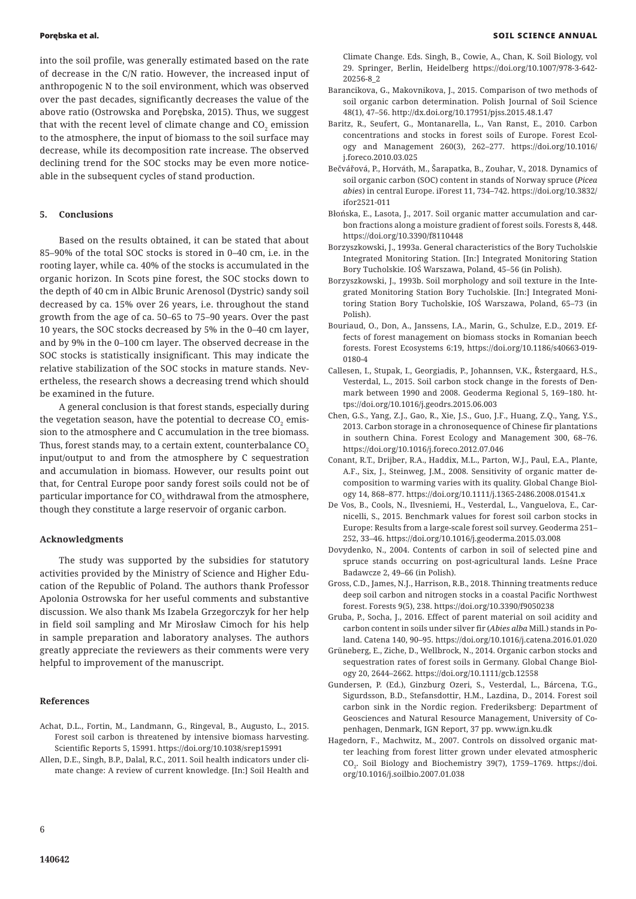into the soil profile, was generally estimated based on the rate of decrease in the C/N ratio. However, the increased input of anthropogenic N to the soil environment, which was observed over the past decades, significantly decreases the value of the above ratio (Ostrowska and Porębska, 2015). Thus, we suggest that with the recent level of climate change and $CO_2$ emission to the atmosphere, the input of biomass to the soil surface may decrease, while its decomposition rate increase. The observed declining trend for the SOC stocks may be even more noticeable in the subsequent cycles of stand production.

## 5. Conclusions

Based on the results obtained, it can be stated that about 85–90% of the total SOC stocks is stored in 0–40 cm, i.e. in the rooting layer, while ca. 40% of the stocks is accumulated in the organic horizon. In Scots pine forest, the SOC stocks down to the depth of 40 cm in Albic Brunic Arenosol (Dystric) sandy soil decreased by ca. 15% over 26 years, i.e. throughout the stand growth from the age of ca. 50–65 to 75–90 years. Over the past 10 years, the SOC stocks decreased by 5% in the 0–40 cm layer, and by 9% in the 0–100 cm layer. The observed decrease in the SOC stocks is statistically insignificant. This may indicate the relative stabilization of the SOC stocks in mature stands. Nevertheless, the research shows a decreasing trend which should be examined in the future.

A general conclusion is that forest stands, especially during the vegetation season, have the potential to decrease $CO_2$ emission to the atmosphere and C accumulation in the tree biomass. Thus, forest stands may, to a certain extent, counterbalance $CO_2$ input/output to and from the atmosphere by C sequestration and accumulation in biomass. However, our results point out that, for Central Europe poor sandy forest soils could not be of particular importance for $CO_2$ withdrawal from the atmosphere, though they constitute a large reservoir of organic carbon.

## Acknowledgments

The study was supported by the subsidies for statutory activities provided by the Ministry of Science and Higher Education of the Republic of Poland. The authors thank Professor Apolonia Ostrowska for her useful comments and substantive discussion. We also thank Ms Izabela Grzegorczyk for her help in field soil sampling and Mr Mirosław Cimoch for his help in sample preparation and laboratory analyses. The authors greatly appreciate the reviewers as their comments were very helpful to improvement of the manuscript.

## References

Achat, D.L., Fortin, M., Landmann, G., Ringeval, B., Augusto, L., 2015. Forest soil carbon is threatened by intensive biomass harvesting. Scientific Reports 5, 15991. https://doi.org/10.1038/srep15991

Allen, D.E., Singh, B.P., Dalal, R.C., 2011. Soil health indicators under climate change: A review of current knowledge. [In:] Soil Health and Climate Change. Eds. Singh, B., Cowie, A., Chan, K. Soil Biology, vol 29. Springer, Berlin, Heidelberg https://doi.org/10.1007/978-3-642-20256-8_2

Barancikova, G., Makovnikova, J., 2015. Comparison of two methods of soil organic carbon determination. Polish Journal of Soil Science 48(1), 47–56. http://dx.doi.org/10.17951/pjss.2015.48.1.47

Baritz, R., Seufert, G., Montanarella, L., Van Ranst, E., 2010. Carbon concentrations and stocks in forest soils of Europe. Forest Ecology and Management 260(3), 262–277. https://doi.org/10.1016/j.foreco.2010.03.025

Bečvářová, P., Horváth, M., Šarapatka, B., Zouhar, V., 2018. Dynamics of soil organic carbon (SOC) content in stands of Norway spruce (*Picea abies*) in central Europe. iForest 11, 734–742. https://doi.org/10.3832/ifor2521-011

Błońska, E., Lasota, J., 2017. Soil organic matter accumulation and carbon fractions along a moisture gradient of forest soils. Forests 8, 448. https://doi.org/10.3390/f8110448

Borzyszkowski, J., 1993a. General characteristics of the Bory Tucholskie Integrated Monitoring Station. [In:] Integrated Monitoring Station Bory Tucholskie. IOŚ Warszawa, Poland, 45–56 (in Polish).

Borzyszkowski, J., 1993b. Soil morphology and soil texture in the Integrated Monitoring Station Bory Tucholskie. [In:] Integrated Monitoring Station Bory Tucholskie, IOŚ Warszawa, Poland, 65–73 (in Polish).

Bouriaud, O., Don, A., Janssens, I.A., Marin, G., Schulze, E.D., 2019. Effects of forest management on biomass stocks in Romanian beech forests. Forest Ecosystems 6:19, https://doi.org/10.1186/s40663-019-0180-4

Callesen, I., Stupak, I., Georgiadis, P., Johannsen, V.K., Østergaard, H.S., Vesterdal, L., 2015. Soil carbon stock change in the forests of Denmark between 1990 and 2008. Geoderma Regional 5, 169–180. https://doi.org/10.1016/j.geodrs.2015.06.003

Chen, G.S., Yang, Z.J., Gao, R., Xie, J.S., Guo, J.F., Huang, Z.Q., Yang, Y.S., 2013. Carbon storage in a chronosequence of Chinese fir plantations in southern China. Forest Ecology and Management 300, 68–76. https://doi.org/10.1016/j.foreco.2012.07.046

Conant, R.T., Drijber, R.A., Haddix, M.L., Parton, W.J., Paul, E.A., Plante, A.F., Six, J., Steinweg, J.M., 2008. Sensitivity of organic matter decomposition to warming varies with its quality. Global Change Biology 14, 868–877. https://doi.org/10.1111/j.1365-2486.2008.01541.x

De Vos, B., Cools, N., Ilvesniemi, H., Vesterdal, L., Vanguelova, E., Carnicelli, S., 2015. Benchmark values for forest soil carbon stocks in Europe: Results from a large-scale forest soil survey. Geoderma 251–252, 33–46. https://doi.org/10.1016/j.geoderma.2015.03.008

Dovydenko, N., 2004. Contents of carbon in soil of selected pine and spruce stands occurring on post-agricultural lands. Leśne Prace Badawcze 2, 49–66 (in Polish).

Gross, C.D., James, N.J., Harrison, R.B., 2018. Thinning treatments reduce deep soil carbon and nitrogen stocks in a coastal Pacific Northwest forest. Forests 9(5), 238. https://doi.org/10.3390/f9050238

Gruba, P., Socha, J., 2016. Effect of parent material on soil acidity and carbon content in soils under silver fir (*Abies alba* Mill.) stands in Poland. Catena 140, 90–95. https://doi.org/10.1016/j.catena.2016.01.020

Grüneberg, E., Ziche, D., Wellbrock, N., 2014. Organic carbon stocks and sequestration rates of forest soils in Germany. Global Change Biology 20, 2644–2662. https://doi.org/10.1111/gcb.12558

Gundersen, P. (Ed.), Ginzburg Ozeri, S., Vesterdal, L., Bárcena, T.G., Sigurdsson, B.D., Stefansdottir, H.M., Lazdina, D., 2014. Forest soil carbon sink in the Nordic region. Frederiksberg: Department of Geosciences and Natural Resource Management, University of Copenhagen, Denmark, IGN Report, 37 pp. www.ign.ku.dk

Hagedorn, F., Machwitz, M., 2007. Controls on dissolved organic matter leaching from forest litter grown under elevated atmospheric $CO_2$. Soil Biology and Biochemistry 39(7), 1759–1769. https://doi.org/10.1016/j.soilbio.2007.01.038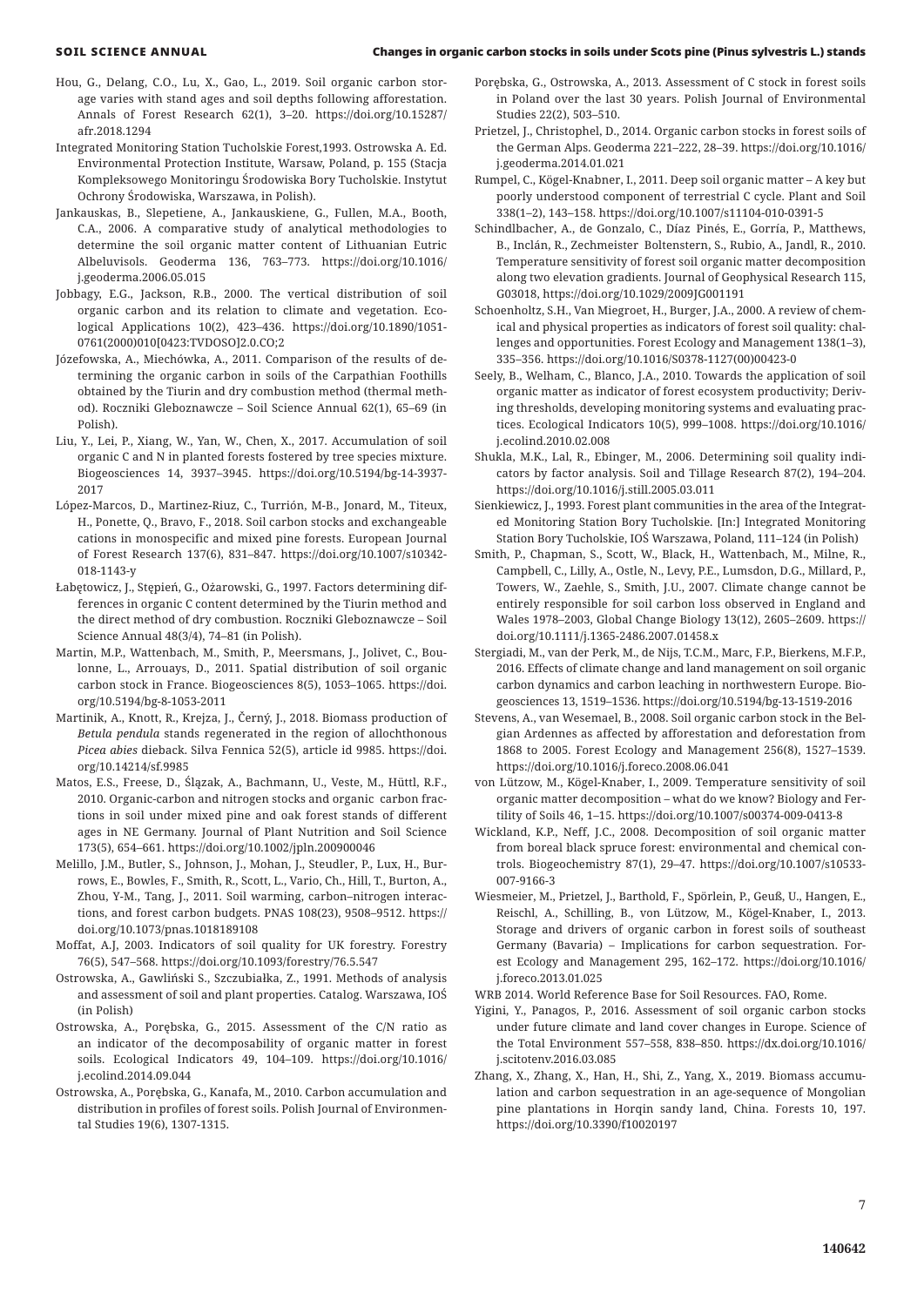Hou, G., Delang, C.O., Lu, X., Gao, L., 2019. Soil organic carbon storage varies with stand ages and soil depths following afforestation. Annals of Forest Research 62(1), 3–20. https://doi.org/10.15287/afr.2018.1294

Integrated Monitoring Station Tucholskie Forest,1993. Ostrowska A. Ed. Environmental Protection Institute, Warsaw, Poland, p. 155 (Stacja Kompleksowego Monitoringu Środowiska Bory Tucholskie. Instytut Ochrony Środowiska, Warszawa, in Polish).

Jankauskas, B., Slepetiene, A., Jankauskiene, G., Fullen, M.A., Booth, C.A., 2006. A comparative study of analytical methodologies to determine the soil organic matter content of Lithuanian Eutric Albeluvisols. Geoderma 136, 763–773. https://doi.org/10.1016/j.geoderma.2006.05.015

Jobbagy, E.G., Jackson, R.B., 2000. The vertical distribution of soil organic carbon and its relation to climate and vegetation. Ecological Applications 10(2), 423–436. https://doi.org/10.1890/1051-0761(2000)010[0423:TVDOSO]2.0.CO;2

Józefowska, A., Miechówka, A., 2011. Comparison of the results of determining the organic carbon in soils of the Carpathian Foothills obtained by the Tiurin and dry combustion method (thermal method). Roczniki Gleboznawcze – Soil Science Annual 62(1), 65–69 (in Polish).

Liu, Y., Lei, P., Xiang, W., Yan, W., Chen, X., 2017. Accumulation of soil organic C and N in planted forests fostered by tree species mixture. Biogeosciences 14, 3937–3945. https://doi.org/10.5194/bg-14-3937-2017

López-Marcos, D., Martinez-Riuz, C., Turrión, M-B., Jonard, M., Titeux, H., Ponette, Q., Bravo, F., 2018. Soil carbon stocks and exchangeable cations in monospecific and mixed pine forests. European Journal of Forest Research 137(6), 831–847. https://doi.org/10.1007/s10342-018-1143-y

Łabętowicz, J., Stępień, G., Ożarowski, G., 1997. Factors determining differences in organic C content determined by the Tiurin method and the direct method of dry combustion. Roczniki Gleboznawcze – Soil Science Annual 48(3/4), 74–81 (in Polish).

Martin, M.P., Wattenbach, M., Smith, P., Meersmans, J., Jolivet, C., Boulonne, L., Arrouays, D., 2011. Spatial distribution of soil organic carbon stock in France. Biogeosciences 8(5), 1053–1065. https://doi.org/10.5194/bg-8-1053-2011

Martinik, A., Knott, R., Krejza, J., Černý, J., 2018. Biomass production of *Betula pendula* stands regenerated in the region of allochthonous *Picea abies* dieback. Silva Fennica 52(5), article id 9985. https://doi.org/10.14214/sf.9985

Matos, E.S., Freese, D., Ślązak, A., Bachmann, U., Veste, M., Hüttl, R.F., 2010. Organic-carbon and nitrogen stocks and organic carbon fractions in soil under mixed pine and oak forest stands of different ages in NE Germany. Journal of Plant Nutrition and Soil Science 173(5), 654–661. https://doi.org/10.1002/jpln.200900046

Melillo, J.M., Butler, S., Johnson, J., Mohan, J., Steudler, P., Lux, H., Burrows, E., Bowles, F., Smith, R., Scott, L., Vario, Ch., Hill, T., Burton, A., Zhou, Y-M., Tang, J., 2011. Soil warming, carbon–nitrogen interactions, and forest carbon budgets. PNAS 108(23), 9508–9512. https://doi.org/10.1073/pnas.1018189108

Moffat, A.J, 2003. Indicators of soil quality for UK forestry. Forestry 76(5), 547–568. https://doi.org/10.1093/forestry/76.5.547

Ostrowska, A., Gawliński S., Szczubiałka, Z., 1991. Methods of analysis and assessment of soil and plant properties. Catalog. Warszawa, IOŚ (in Polish)

Ostrowska, A., Porębska, G., 2015. Assessment of the C/N ratio as an indicator of the decomposability of organic matter in forest soils. Ecological Indicators 49, 104–109. https://doi.org/10.1016/j.ecolind.2014.09.044

Ostrowska, A., Porębska, G., Kanafa, M., 2010. Carbon accumulation and distribution in profiles of forest soils. Polish Journal of Environmental Studies 19(6), 1307-1315.

Porębska, G., Ostrowska, A., 2013. Assessment of C stock in forest soils in Poland over the last 30 years. Polish Journal of Environmental Studies 22(2), 503–510.

Prietzel, J., Christophel, D., 2014. Organic carbon stocks in forest soils of the German Alps. Geoderma 221–222, 28–39. https://doi.org/10.1016/j.geoderma.2014.01.021

Rumpel, C., Kögel-Knabner, I., 2011. Deep soil organic matter – A key but poorly understood component of terrestrial C cycle. Plant and Soil 338(1–2), 143–158. https://doi.org/10.1007/s11104-010-0391-5

Schindlbacher, A., de Gonzalo, C., Díaz Pinés, E., Gorría, P., Matthews, B., Inclán, R., Zechmeister Boltenstern, S., Rubio, A., Jandl, R., 2010. Temperature sensitivity of forest soil organic matter decomposition along two elevation gradients. Journal of Geophysical Research 115, G03018, https://doi.org/10.1029/2009JG001191

Schoenholtz, S.H., Van Miegroet, H., Burger, J.A., 2000. A review of chemical and physical properties as indicators of forest soil quality: challenges and opportunities. Forest Ecology and Management 138(1–3), 335–356. https://doi.org/10.1016/S0378-1127(00)00423-0

Seely, B., Welham, C., Blanco, J.A., 2010. Towards the application of soil organic matter as indicator of forest ecosystem productivity; Deriving thresholds, developing monitoring systems and evaluating practices. Ecological Indicators 10(5), 999–1008. https://doi.org/10.1016/j.ecolind.2010.02.008

Shukla, M.K., Lal, R., Ebinger, M., 2006. Determining soil quality indicators by factor analysis. Soil and Tillage Research 87(2), 194–204. https://doi.org/10.1016/j.still.2005.03.011

Sienkiewicz, J., 1993. Forest plant communities in the area of the Integrated Monitoring Station Bory Tucholskie. [In:] Integrated Monitoring Station Bory Tucholskie, IOŚ Warszawa, Poland, 111–124 (in Polish)

Smith, P., Chapman, S., Scott, W., Black, H., Wattenbach, M., Milne, R., Campbell, C., Lilly, A., Ostle, N., Levy, P.E., Lumsdon, D.G., Millard, P., Towers, W., Zaehle, S., Smith, J.U., 2007. Climate change cannot be entirely responsible for soil carbon loss observed in England and Wales 1978–2003, Global Change Biology 13(12), 2605–2609. https://doi.org/10.1111/j.1365-2486.2007.01458.x

Stergiadi, M., van der Perk, M., de Nijs, T.C.M., Marc, F.P., Bierkens, M.F.P., 2016. Effects of climate change and land management on soil organic carbon dynamics and carbon leaching in northwestern Europe. Biogeosciences 13, 1519–1536. https://doi.org/10.5194/bg-13-1519-2016

Stevens, A., van Wesemael, B., 2008. Soil organic carbon stock in the Belgian Ardennes as affected by afforestation and deforestation from 1868 to 2005. Forest Ecology and Management 256(8), 1527–1539. https://doi.org/10.1016/j.foreco.2008.06.041

von Lützow, M., Kögel-Knaber, I., 2009. Temperature sensitivity of soil organic matter decomposition – what do we know? Biology and Fertility of Soils 46, 1–15. https://doi.org/10.1007/s00374-009-0413-8

Wickland, K.P., Neff, J.C., 2008. Decomposition of soil organic matter from boreal black spruce forest: environmental and chemical controls. Biogeochemistry 87(1), 29–47. https://doi.org/10.1007/s10533-007-9166-3

Wiesmeier, M., Prietzel, J., Barthold, F., Spörlein, P., Geuß, U., Hangen, E., Reischl, A., Schilling, B., von Lützow, M., Kögel-Knaber, I., 2013. Storage and drivers of organic carbon in forest soils of southeast Germany (Bavaria) – Implications for carbon sequestration. Forest Ecology and Management 295, 162–172. https://doi.org/10.1016/j.foreco.2013.01.025

WRB 2014. World Reference Base for Soil Resources. FAO, Rome.

Yigini, Y., Panagos, P., 2016. Assessment of soil organic carbon stocks under future climate and land cover changes in Europe. Science of the Total Environment 557–558, 838–850. https://dx.doi.org/10.1016/j.scitotenv.2016.03.085

Zhang, X., Zhang, X., Han, H., Shi, Z., Yang, X., 2019. Biomass accumulation and carbon sequestration in an age-sequence of Mongolian pine plantations in Horqin sandy land, China. Forests 10, 197. https://doi.org/10.3390/f10020197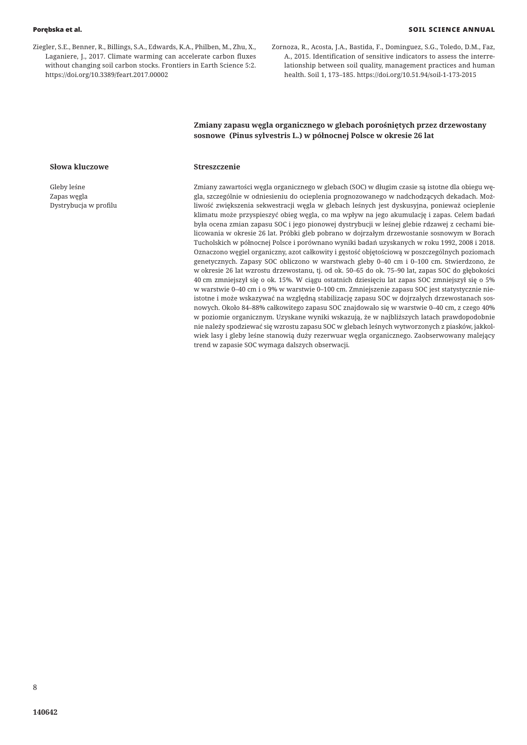Ziegler, S.E., Benner, R., Billings, S.A., Edwards, K.A., Philben, M., Zhu, X., Laganiere, J., 2017. Climate warming can accelerate carbon fluxes without changing soil carbon stocks. Frontiers in Earth Science 5:2. https://doi.org/10.3389/feart.2017.00002

Zornoza, R., Acosta, J.A., Bastida, F., Dominguez, S.G., Toledo, D.M., Faz, A., 2015. Identification of sensitive indicators to assess the interrelationship between soil quality, management practices and human health. Soil 1, 173–185. https://doi.org/10.5194/soil-1-173-2015

## Zmiany zapasu węgla organicznego w glebach porośniętych przez drzewostany sosnowe (Pinus sylvestris L.) w północnej Polsce w okresie 26 lat

### Słowa kluczowe

Gleby leśne
Zapas węgla
Dystrybucja w profilu

### Streszczenie

Zmiany zawartości węgla organicznego w glebach (SOC) w długim czasie są istotne dla obiegu węgla, szczególnie w odniesieniu do ocieplenia prognozowanego w nadchodzących dekadach. Możliwość zwiększenia sekwestracji węgla w glebach leśnych jest dyskusyjna, ponieważ ocieplenie klimatu może przyspieszyć obieg węgla, co ma wpływ na jego akumulację i zapas. Celem badań była ocena zmian zapasu SOC i jego pionowej dystrybucji w leśnej glebie rdzawej z cechami bielicowania w okresie 26 lat. Próbki gleb pobrano w dojrzałym drzewostanie sosnowym w Borach Tucholskich w północnej Polsce i porównano wyniki badań uzyskanych w roku 1992, 2008 i 2018. Oznaczono węgiel organiczny, azot całkowity i gęstość objętościową w poszczególnych poziomach genetycznych. Zapasy SOC obliczono w warstwach gleby 0–40 cm i 0–100 cm. Stwierdzono, że w okresie 26 lat wzrostu drzewostanu, tj. od ok. 50–65 do ok. 75–90 lat, zapas SOC do głębokości 40 cm zmniejszył się o ok. 15%. W ciągu ostatnich dziesięciu lat zapas SOC zmniejszył się o 5% w warstwie 0–40 cm i o 9% w warstwie 0–100 cm. Zmniejszenie zapasu SOC jest statystycznie nieistotne i może wskazywać na względną stabilizację zapasu SOC w dojrzałych drzewostanach sosnowych. Około 84–88% całkowitego zapasu SOC znajdowało się w warstwie 0–40 cm, z czego 40% w poziomie organicznym. Uzyskane wyniki wskazują, że w najbliższych latach prawdopodobnie nie należy spodziewać się wzrostu zapasu SOC w glebach leśnych wytworzonych z piasków, jakkolwiek lasy i gleby leśne stanowią duży rezerwuar węgla organicznego. Zaobserwowany malejący trend w zapasie SOC wymaga dalszych obserwacji.

140642